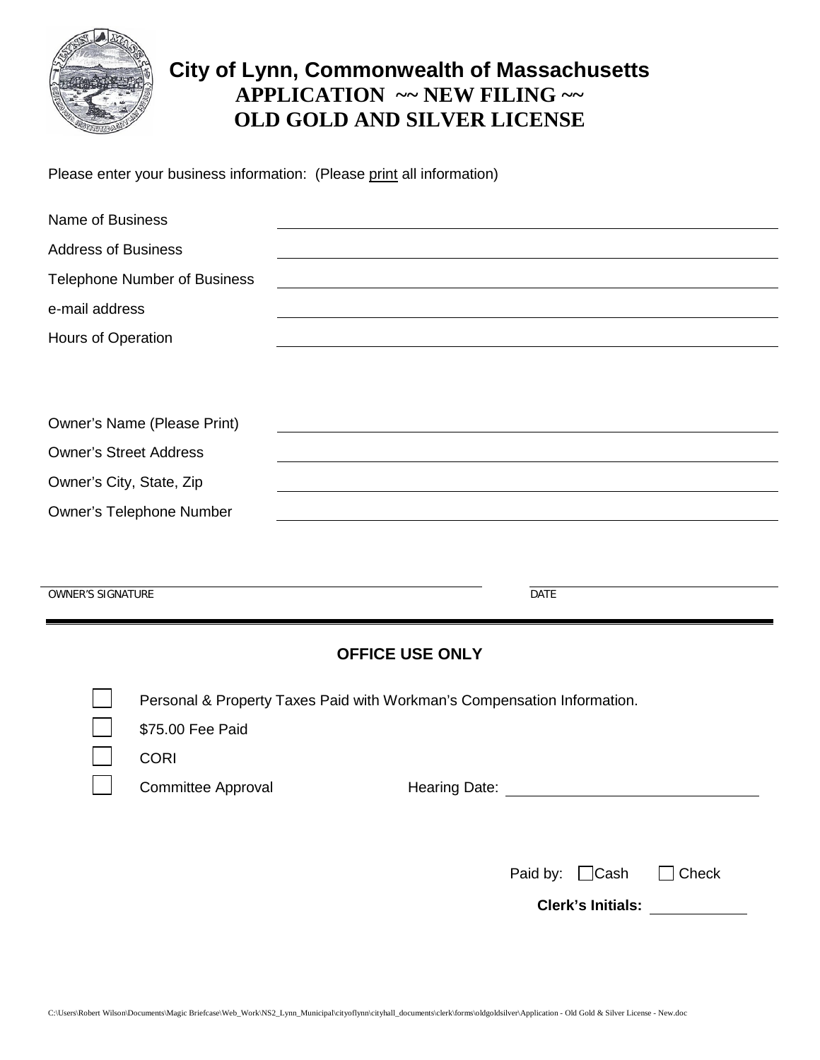# City of Lynn, Commonwealth of Massachusetts

## APPLICATION ~~ NEW FILING ~~
## OLD GOLD AND SILVER LICENSE

Please enter your business information: (Please print all information)

Name of Business ______________________________

Address of Business ______________________________

Telephone Number of Business ______________________________

e-mail address ______________________________

Hours of Operation ______________________________

Owner's Name (Please Print) ______________________________

Owner's Street Address ______________________________

Owner's City, State, Zip ______________________________

Owner's Telephone Number ______________________________

______________________________ ______________________________
OWNER'S SIGNATURE DATE

---

### OFFICE USE ONLY

☐ Personal & Property Taxes Paid with Workman's Compensation Information.

☐ $75.00 Fee Paid

☐ CORI

☐ Committee Approval Hearing Date: ______________________________

Paid by: ☐ Cash ☐ Check

**Clerk's Initials:** ____________

C:\Users\Robert Wilson\Documents\Magic Briefcase\Web_Work\NS2_Lynn_Municipal\cityoflynn\cityhall_documents\clerk\forms\oldgoldsilver\Application - Old Gold & Silver License - New.doc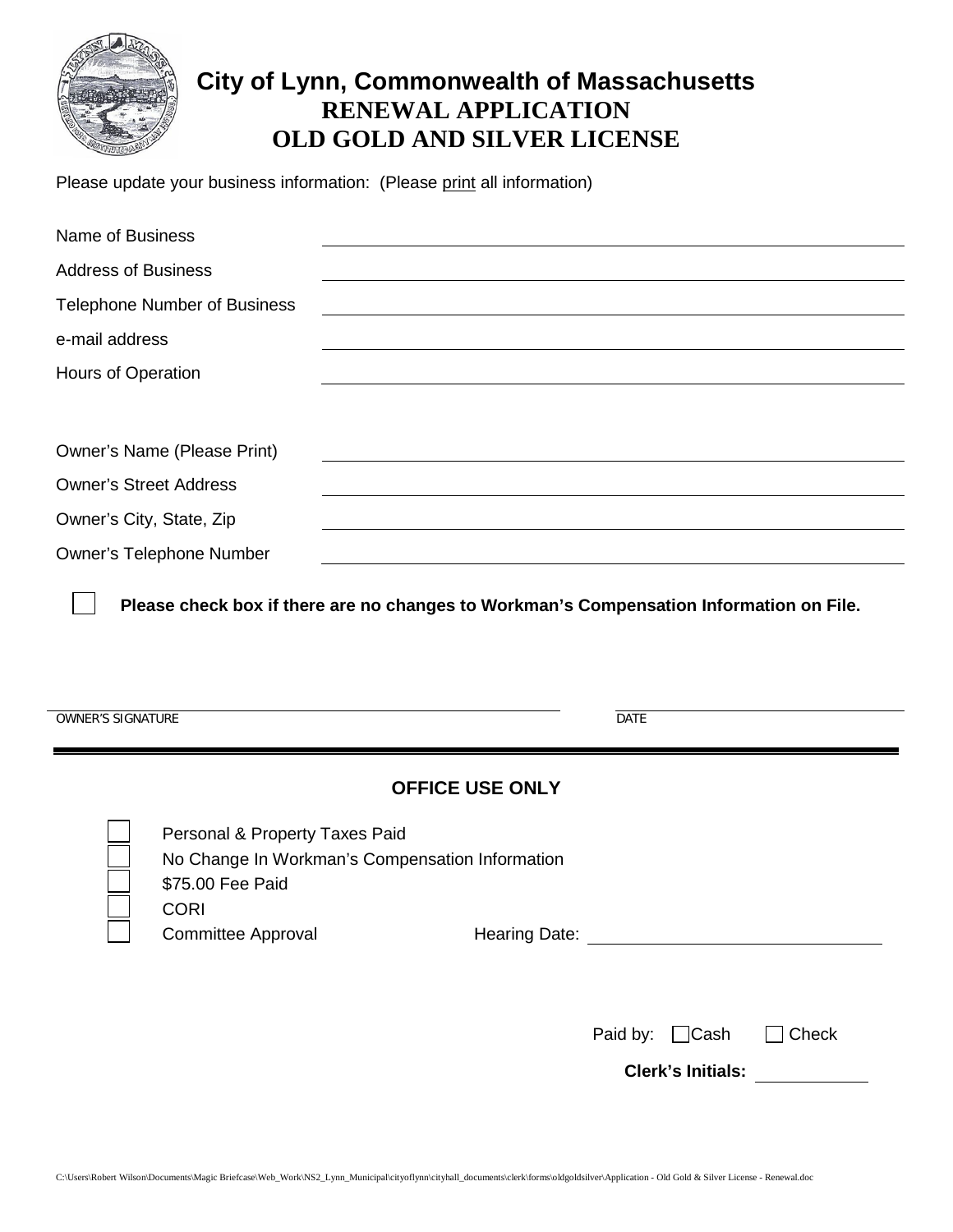# City of Lynn, Commonwealth of Massachusetts

## RENEWAL APPLICATION

## OLD GOLD AND SILVER LICENSE

Please update your business information: (Please print all information)

Name of Business ______________________________

Address of Business ______________________________

Telephone Number of Business ______________________________

e-mail address ______________________________

Hours of Operation ______________________________

Owner's Name (Please Print) ______________________________

Owner's Street Address ______________________________

Owner's City, State, Zip ______________________________

Owner's Telephone Number ______________________________

☐ **Please check box if there are no changes to Workman's Compensation Information on File.**

______________________________ ______________________________

OWNER'S SIGNATURE DATE

---

**OFFICE USE ONLY**

☐ Personal & Property Taxes Paid

☐ No Change In Workman's Compensation Information

☐ $75.00 Fee Paid

☐ CORI

☐ Committee Approval Hearing Date: ______________________________

Paid by: ☐ Cash ☐ Check

**Clerk's Initials:** ____________

C:\Users\Robert Wilson\Documents\Magic Briefcase\Web_Work\NS2_Lynn_Municipal\cityoflynn\cityhall_documents\clerk\forms\oldgoldsilver\Application - Old Gold & Silver License - Renewal.doc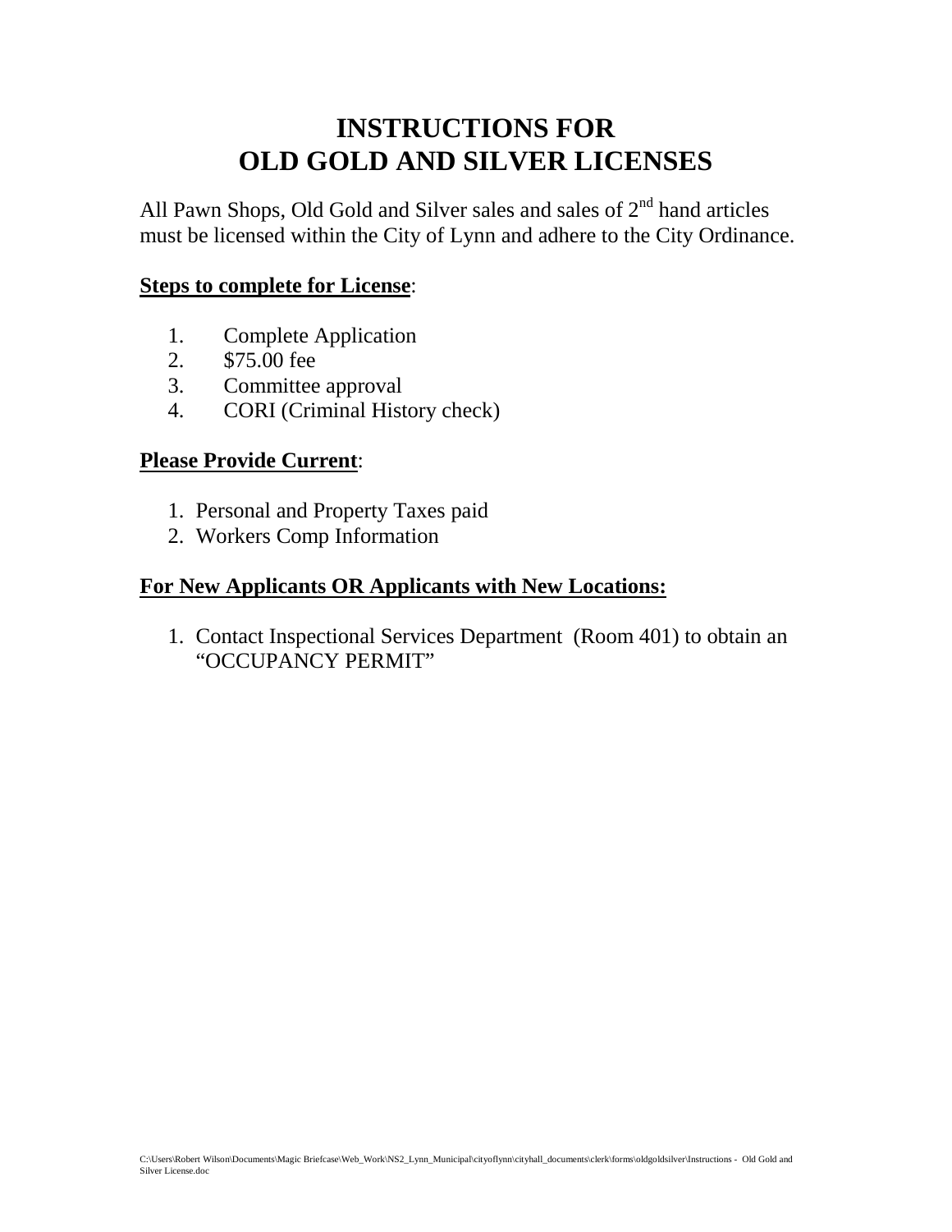# INSTRUCTIONS FOR OLD GOLD AND SILVER LICENSES

All Pawn Shops, Old Gold and Silver sales and sales of 2nd hand articles must be licensed within the City of Lynn and adhere to the City Ordinance.

**Steps to complete for License**:

1. Complete Application
2. $75.00 fee
3. Committee approval
4. CORI (Criminal History check)

**Please Provide Current**:

1. Personal and Property Taxes paid
2. Workers Comp Information

**For New Applicants OR Applicants with New Locations:**

1. Contact Inspectional Services Department (Room 401) to obtain an "OCCUPANCY PERMIT"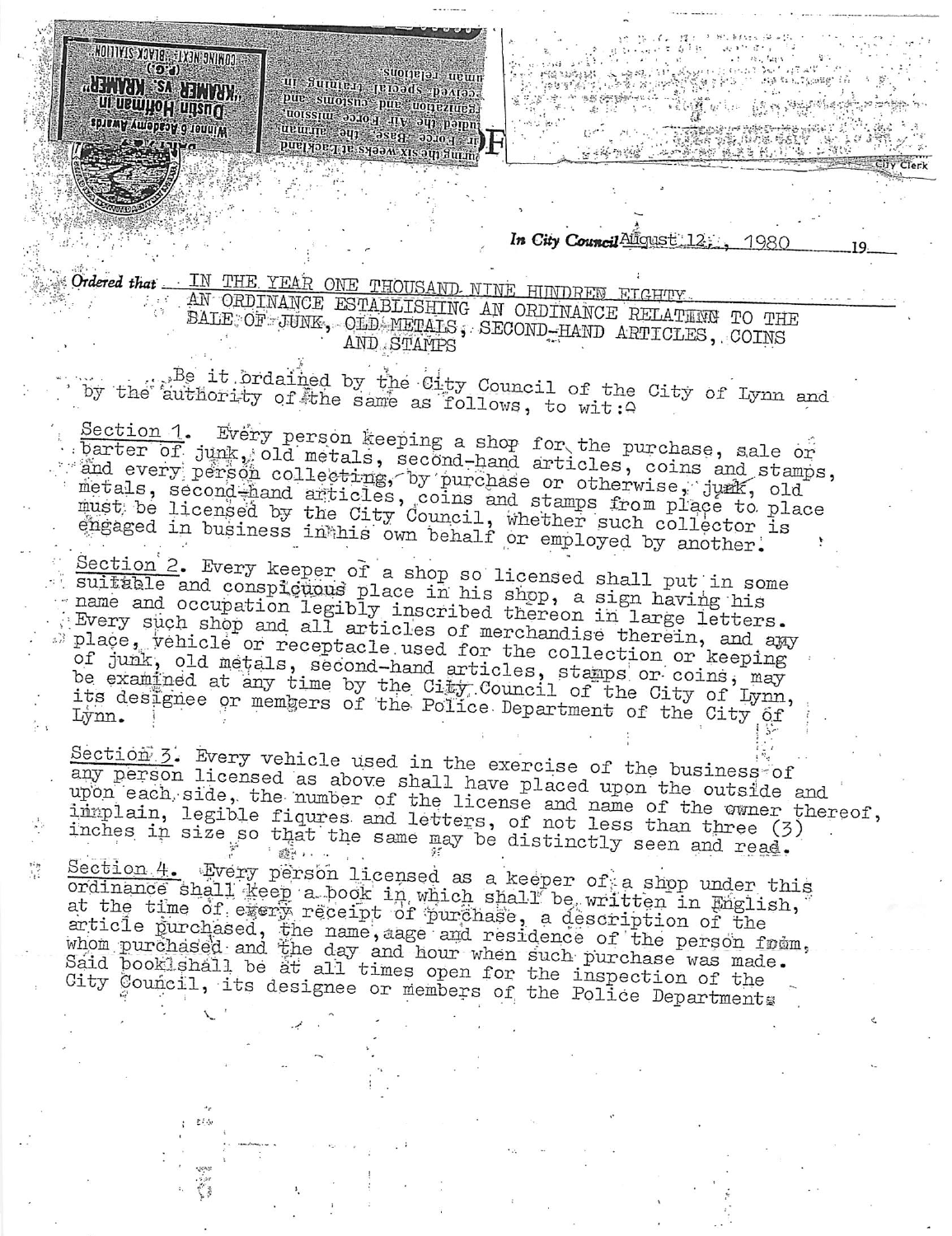In City Council August 12, 1980

*Ordered that* IN THE YEAR ONE THOUSAND NINE HUNDRED EIGHTY

AN ORDINANCE ESTABLISHING AN ORDINANCE RELATING TO THE SALE OF JUNK, OLD METALS, SECOND-HAND ARTICLES, COINS AND STAMPS

Be it ordained by the City Council of the City of Lynn and by the authority of the same as follows, to wit:

Section 1. Every person keeping a shop for the purchase, sale or barter of junk, old metals, second-hand articles, coins and stamps, and every person collecting, by purchase or otherwise, junk, old metals, second-hand articles, coins and stamps from place to place must be licensed by the City Council, whether such collector is engaged in business in his own behalf or employed by another.

Section 2. Every keeper of a shop so licensed shall put in some suitable and conspicuous place in his shop, a sign having his name and occupation legibly inscribed thereon in large letters. Every such shop and all articles of merchandise therein, and any place, vehicle or receptacle used for the collection or keeping of junk, old metals, second-hand articles, stamps or coins, may be examined at any time by the City Council of the City of Lynn, its designee or members of the Police Department of the City of Lynn.

Section 3. Every vehicle used in the exercise of the business of any person licensed as above shall have placed upon the outside and upon each side, the number of the license and name of the owner thereof, in plain, legible figures and letters, of not less than three (3) inches in size so that the same may be distinctly seen and read.

Section 4. Every person licensed as a keeper of a shop under this ordinance shall keep a book in which shall be written in English, at the time of every receipt of purchase, a description of the article purchased, the name, age and residence of the person from whom purchased and the day and hour when such purchase was made. Said book shall be at all times open for the inspection of the City Council, its designee or members of the Police Departments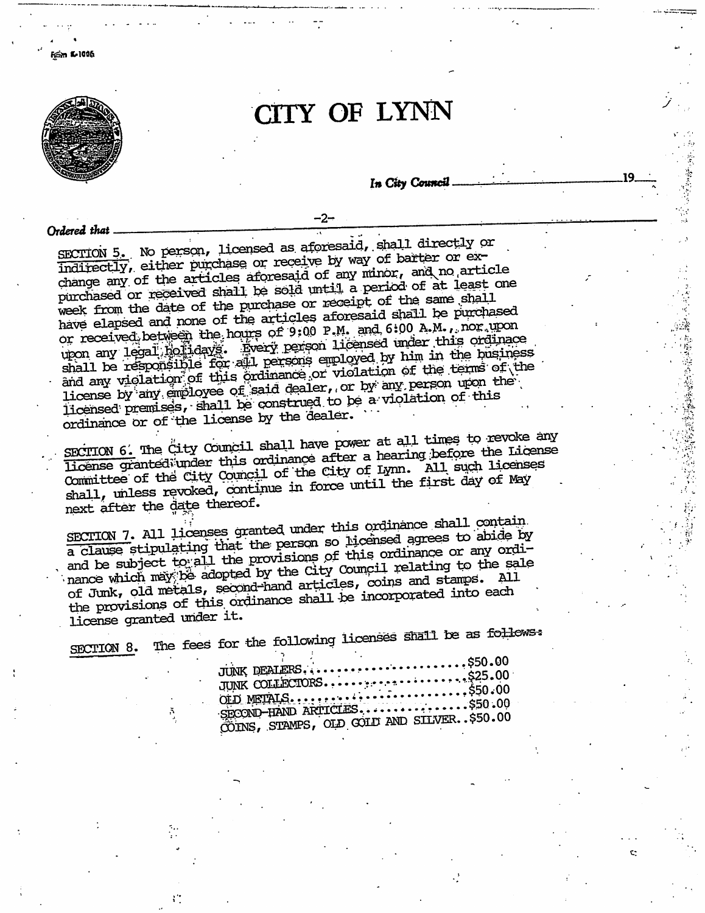Form E-1006

# CITY OF LYNN

*In City Council* ______________________ 19__

-2-

*Ordered that*

SECTION 5. No person, licensed as aforesaid, shall directly or indirectly, either purchase or receive by way of barter or exchange any of the articles aforesaid of any minor, and no article purchased or received shall be sold until a period of at least one week from the date of the purchase or receipt of the same shall have elapsed and none of the articles aforesaid shall be purchased or received between the hours of 9:00 P.M. and 6:00 A.M., nor upon upon any legal holidays. Every person licensed under this ordinace shall be responsible for all persons employed by him in the business and any violation of this ordinance or violation of the terms of the license by any employee of said dealer, or by any person upon the licensed premises, shall be construed to be a violation of this ordinance or of the license by the dealer.

SECTION 6. The City Council shall have power at all times to revoke any license granted under this ordinance after a hearing before the License Committee of the City Council of the City of Lynn. All such licenses shall, unless revoked, continue in force until the first day of May next after the date thereof.

SECTION 7. All licenses granted under this ordinance shall contain a clause stipulating that the person so licensed agrees to abide by and be subject to all the provisions of this ordinance or any ordinance which may be adopted by the City Council relating to the sale of Junk, old metals, second-hand articles, coins and stamps. All the provisions of this ordinance shall be incorporated into each license granted under it.

SECTION 8. The fees for the following licenses shall be as follows:

| | |
|---|---|
| JUNK DEALERS | $50.00 |
| JUNK COLLECTORS | $25.00 |
| OLD METALS | $50.00 |
| SECOND-HAND ARTICLES | $50.00 |
| COINS, STAMPS, OLD GOLD AND SILVER | $50.00 |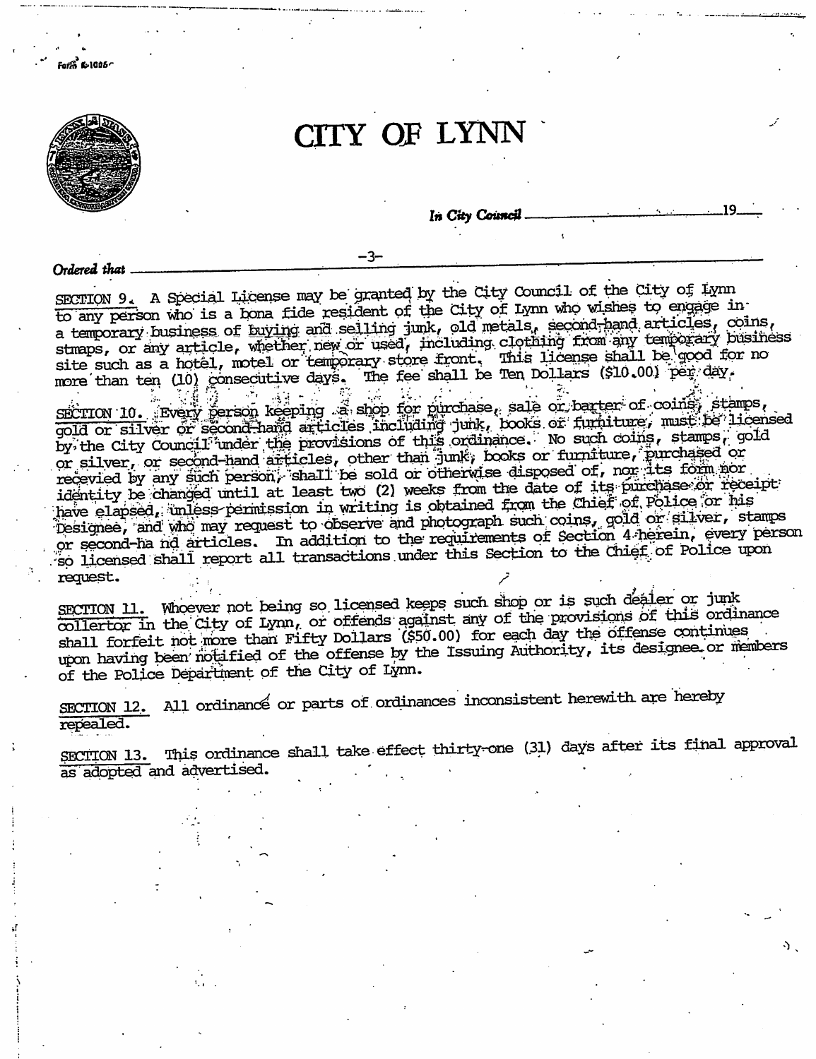Form 6-1005

# CITY OF LYNN

*In City Council* \_\_\_\_\_\_\_\_\_\_\_\_\_\_\_\_\_\_\_\_ 19\_\_\_

*Ordered that*

SECTION 9. A Special License may be granted by the City Council of the City of Lynn to any person who is a bona fide resident of the City of Lynn who wishes to engage in a temporary business of buying and selling junk, old metals, second-hand articles, coins, stmaps, or any article, whether new or used, including clothing from any temporary business site such as a hotel, motel or temporary store front. This license shall be good for no more than ten (10) consecutive days. The fee shall be Ten Dollars ($10.00) per day.

SECTION 10. Every person keeping a shop for purchase, sale or barter of coins, stamps, gold or silver or second-hand articles including junk, books or furniture, must be licensed by the City Council under the provisions of this ordinance. No such coins, stamps, gold or silver, or second-hand articles, other than junk, books or furniture, purchased or recevied by any such person, shall be sold or otherwise disposed of, nor its form nor identity be changed until at least two (2) weeks from the date of its purchase or receipt have elapsed, unless permission in writing is obtained from the Chief of Police or his Designee, and who may request to observe and photograph such coins, gold or silver, stamps or second-ha nd articles. In addition to the requirements of Section 4 herein, every person so licensed shall report all transactions under this Section to the Chief of Police upon request.

SECTION 11. Whoever not being so licensed keeps such shop or is such dealer or junk collertor in the City of Lynn, or offends against any of the provisions of this ordinance shall forfeit not more than Fifty Dollars ($50.00) for each day the offense continues upon having been notified of the offense by the Issuing Authority, its designee or members of the Police Department of the City of Lynn.

SECTION 12. All ordinance or parts of ordinances inconsistent herewith are hereby repealed.

SECTION 13. This ordinance shall take effect thirty-one (31) days after its final approval as adopted and advertised.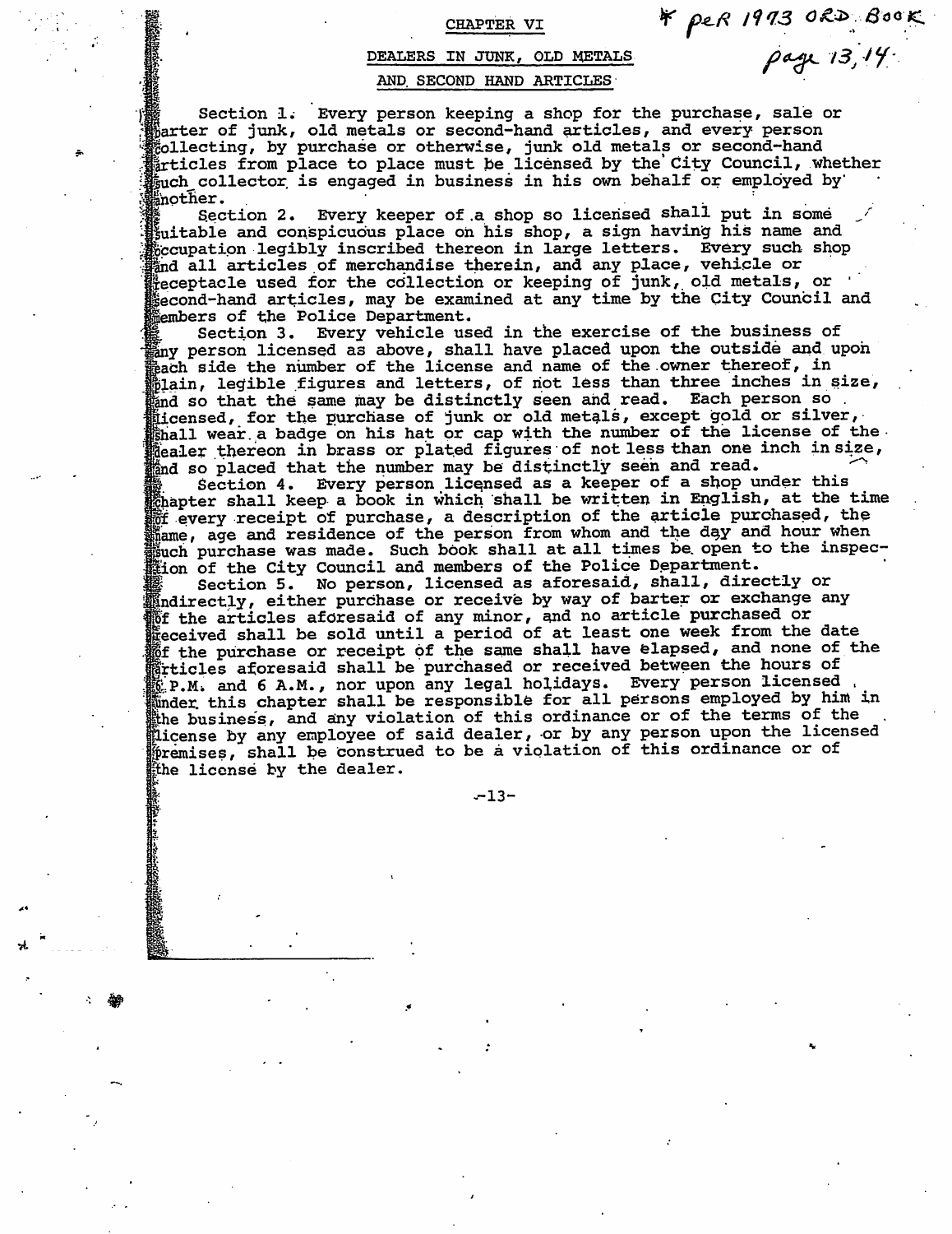# CHAPTER VI

\* per 1973 ORD. BOOK page 13, 14

## DEALERS IN JUNK, OLD METALS AND SECOND HAND ARTICLES

Section 1. Every person keeping a shop for the purchase, sale or barter of junk, old metals or second-hand articles, and every person collecting, by purchase or otherwise, junk old metals or second-hand articles from place to place must be licensed by the City Council, whether such collector is engaged in business in his own behalf or employed by another.

Section 2. Every keeper of a shop so licensed shall put in some suitable and conspicuous place on his shop, a sign having his name and occupation legibly inscribed thereon in large letters. Every such shop and all articles of merchandise therein, and any place, vehicle or receptacle used for the collection or keeping of junk, old metals, or second-hand articles, may be examined at any time by the City Council and members of the Police Department.

Section 3. Every vehicle used in the exercise of the business of any person licensed as above, shall have placed upon the outside and upon each side the number of the license and name of the owner thereof, in plain, legible figures and letters, of not less than three inches in size, and so that the same may be distinctly seen and read. Each person so licensed, for the purchase of junk or old metals, except gold or silver, shall wear a badge on his hat or cap with the number of the license of the dealer thereon in brass or plated figures of not less than one inch in size, and so placed that the number may be distinctly seen and read.

Section 4. Every person licensed as a keeper of a shop under this chapter shall keep a book in which shall be written in English, at the time of every receipt of purchase, a description of the article purchased, the name, age and residence of the person from whom and the day and hour when such purchase was made. Such book shall at all times be open to the inspection of the City Council and members of the Police Department.

Section 5. No person, licensed as aforesaid, shall, directly or indirectly, either purchase or receive by way of barter or exchange any of the articles aforesaid of any minor, and no article purchased or received shall be sold until a period of at least one week from the date of the purchase or receipt of the same shall have elapsed, and none of the articles aforesaid shall be purchased or received between the hours of 6 P.M. and 6 A.M., nor upon any legal holidays. Every person licensed under this chapter shall be responsible for all persons employed by him in the business, and any violation of this ordinance or of the terms of the license by any employee of said dealer, or by any person upon the licensed premises, shall be construed to be a violation of this ordinance or of the license by the dealer.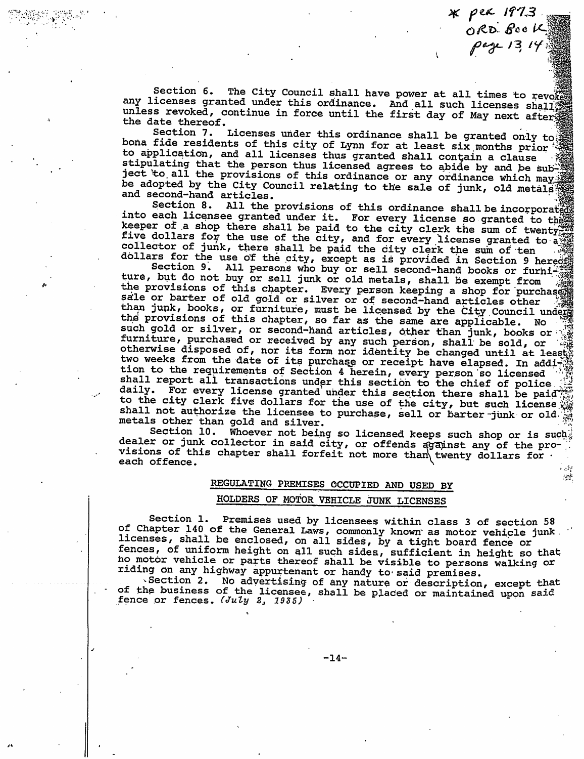* per 1973 ORD. Book page 13, 14

Section 6. The City Council shall have power at all times to revoke any licenses granted under this ordinance. And all such licenses shall, unless revoked, continue in force until the first day of May next after the date thereof.

Section 7. Licenses under this ordinance shall be granted only to bona fide residents of this city of Lynn for at least six months prior to application, and all licenses thus granted shall contain a clause stipulating that the person thus licensed agrees to abide by and be subject to all the provisions of this ordinance or any ordinance which may be adopted by the City Council relating to the sale of junk, old metals and second-hand articles.

Section 8. All the provisions of this ordinance shall be incorporated into each licensee granted under it. For every license so granted to the keeper of a shop there shall be paid to the city clerk the sum of twenty-five dollars for the use of the city, and for every license granted to a collector of junk, there shall be paid the city clerk the sum of ten dollars for the use of the city, except as is provided in Section 9 hereof.

Section 9. All persons who buy or sell second-hand books or furniture, but do not buy or sell junk or old metals, shall be exempt from the provisions of this chapter. Every person keeping a shop for purchase, sale or barter of old gold or silver or of second-hand articles other than junk, books, or furniture, must be licensed by the City Council under the provisions of this chapter, so far as the same are applicable. No such gold or silver, or second-hand articles, other than junk, books or furniture, purchased or received by any such person, shall be sold, or otherwise disposed of, nor its form nor identity be changed until at least two weeks from the date of its purchase or receipt have elapsed. In addition to the requirements of Section 4 herein, every person so licensed shall report all transactions under this section to the chief of police daily. For every license granted under this section there shall be paid to the city clerk five dollars for the use of the city, but such license shall not authorize the licensee to purchase, sell or barter junk or old metals other than gold and silver.

Section 10. Whoever not being so licensed keeps such shop or is such dealer or junk collector in said city, or offends against any of the provisions of this chapter shall forfeit not more than twenty dollars for each offence.

## REGULATING PREMISES OCCUPIED AND USED BY HOLDERS OF MOTOR VEHICLE JUNK LICENSES

Section 1. Premises used by licensees within class 3 of section 58 of Chapter 140 of the General Laws, commonly known as motor vehicle junk licenses, shall be enclosed, on all sides, by a tight board fence or fences, of uniform height on all such sides, sufficient in height so that no motor vehicle or parts thereof shall be visible to persons walking or riding on any highway appurtenant or handy to said premises.

Section 2. No advertising of any nature or description, except that of the business of the licensee, shall be placed or maintained upon said fence or fences. *(July 2, 1935)*